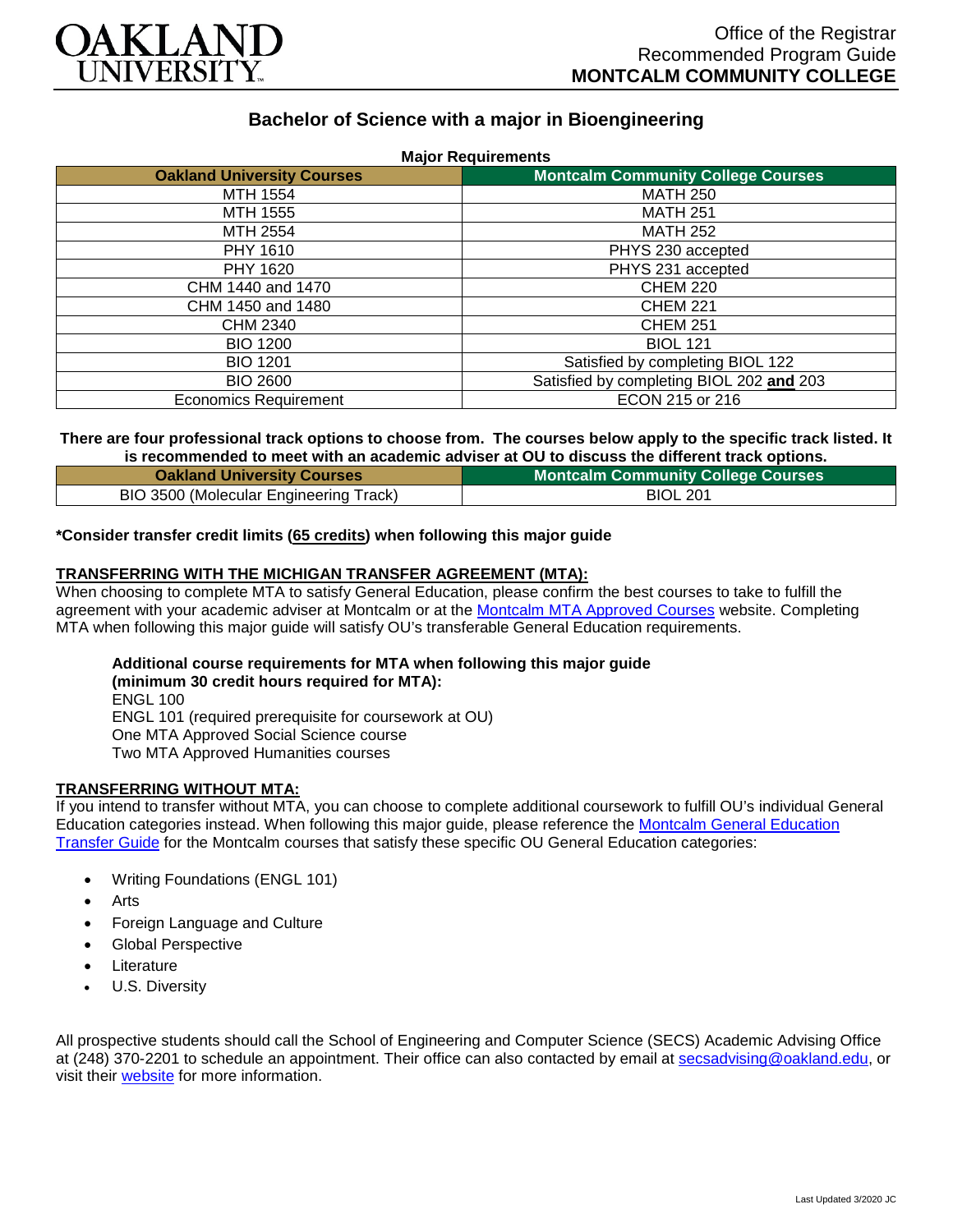Office of the Registrar
Recommended Program Guide
**MONTCALM COMMUNITY COLLEGE**

# Bachelor of Science with a major in Bioengineering

**Major Requirements**

| Oakland University Courses | Montcalm Community College Courses |
|---|---|
| MTH 1554 | MATH 250 |
| MTH 1555 | MATH 251 |
| MTH 2554 | MATH 252 |
| PHY 1610 | PHYS 230 accepted |
| PHY 1620 | PHYS 231 accepted |
| CHM 1440 and 1470 | CHEM 220 |
| CHM 1450 and 1480 | CHEM 221 |
| CHM 2340 | CHEM 251 |
| BIO 1200 | BIOL 121 |
| BIO 1201 | Satisfied by completing BIOL 122 |
| BIO 2600 | Satisfied by completing BIOL 202 **and** 203 |
| Economics Requirement | ECON 215 or 216 |

**There are four professional track options to choose from. The courses below apply to the specific track listed. It is recommended to meet with an academic adviser at OU to discuss the different track options.**

| Oakland University Courses | Montcalm Community College Courses |
|---|---|
| BIO 3500 (Molecular Engineering Track) | BIOL 201 |

**\*Consider transfer credit limits (65 credits) when following this major guide**

**TRANSFERRING WITH THE MICHIGAN TRANSFER AGREEMENT (MTA):**

When choosing to complete MTA to satisfy General Education, please confirm the best courses to take to fulfill the agreement with your academic adviser at Montcalm or at the Montcalm MTA Approved Courses website. Completing MTA when following this major guide will satisfy OU's transferable General Education requirements.

**Additional course requirements for MTA when following this major guide (minimum 30 credit hours required for MTA):**
ENGL 100
ENGL 101 (required prerequisite for coursework at OU)
One MTA Approved Social Science course
Two MTA Approved Humanities courses

**TRANSFERRING WITHOUT MTA:**

If you intend to transfer without MTA, you can choose to complete additional coursework to fulfill OU's individual General Education categories instead. When following this major guide, please reference the Montcalm General Education Transfer Guide for the Montcalm courses that satisfy these specific OU General Education categories:

- Writing Foundations (ENGL 101)
- Arts
- Foreign Language and Culture
- Global Perspective
- Literature
- U.S. Diversity

All prospective students should call the School of Engineering and Computer Science (SECS) Academic Advising Office at (248) 370-2201 to schedule an appointment. Their office can also contacted by email at secsadvising@oakland.edu, or visit their website for more information.

Last Updated 3/2020 JC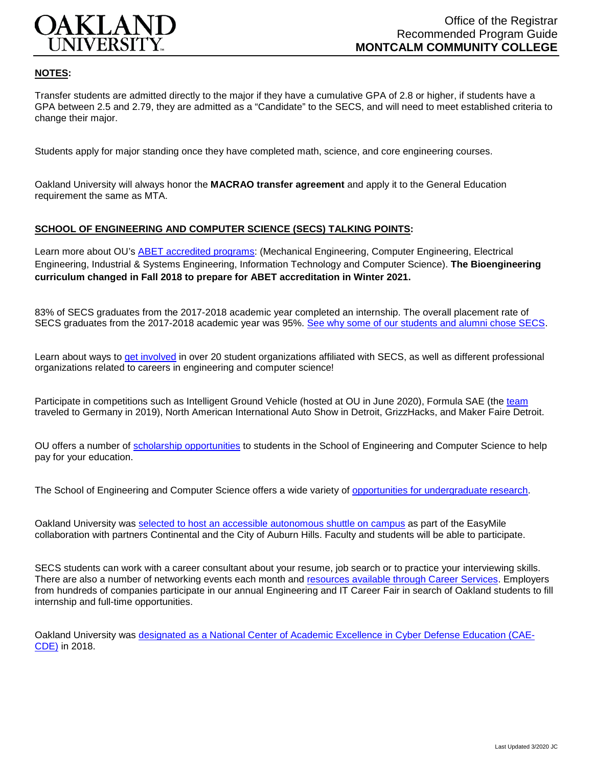**NOTES:**

Transfer students are admitted directly to the major if they have a cumulative GPA of 2.8 or higher, if students have a GPA between 2.5 and 2.79, they are admitted as a "Candidate" to the SECS, and will need to meet established criteria to change their major.

Students apply for major standing once they have completed math, science, and core engineering courses.

Oakland University will always honor the **MACRAO transfer agreement** and apply it to the General Education requirement the same as MTA.

**SCHOOL OF ENGINEERING AND COMPUTER SCIENCE (SECS) TALKING POINTS:**

Learn more about OU's ABET accredited programs: (Mechanical Engineering, Computer Engineering, Electrical Engineering, Industrial & Systems Engineering, Information Technology and Computer Science). **The Bioengineering curriculum changed in Fall 2018 to prepare for ABET accreditation in Winter 2021.**

83% of SECS graduates from the 2017-2018 academic year completed an internship. The overall placement rate of SECS graduates from the 2017-2018 academic year was 95%. See why some of our students and alumni chose SECS.

Learn about ways to get involved in over 20 student organizations affiliated with SECS, as well as different professional organizations related to careers in engineering and computer science!

Participate in competitions such as Intelligent Ground Vehicle (hosted at OU in June 2020), Formula SAE (the team traveled to Germany in 2019), North American International Auto Show in Detroit, GrizzHacks, and Maker Faire Detroit.

OU offers a number of scholarship opportunities to students in the School of Engineering and Computer Science to help pay for your education.

The School of Engineering and Computer Science offers a wide variety of opportunities for undergraduate research.

Oakland University was selected to host an accessible autonomous shuttle on campus as part of the EasyMile collaboration with partners Continental and the City of Auburn Hills. Faculty and students will be able to participate.

SECS students can work with a career consultant about your resume, job search or to practice your interviewing skills. There are also a number of networking events each month and resources available through Career Services. Employers from hundreds of companies participate in our annual Engineering and IT Career Fair in search of Oakland students to fill internship and full-time opportunities.

Oakland University was designated as a National Center of Academic Excellence in Cyber Defense Education (CAE-CDE) in 2018.

Last Updated 3/2020 JC